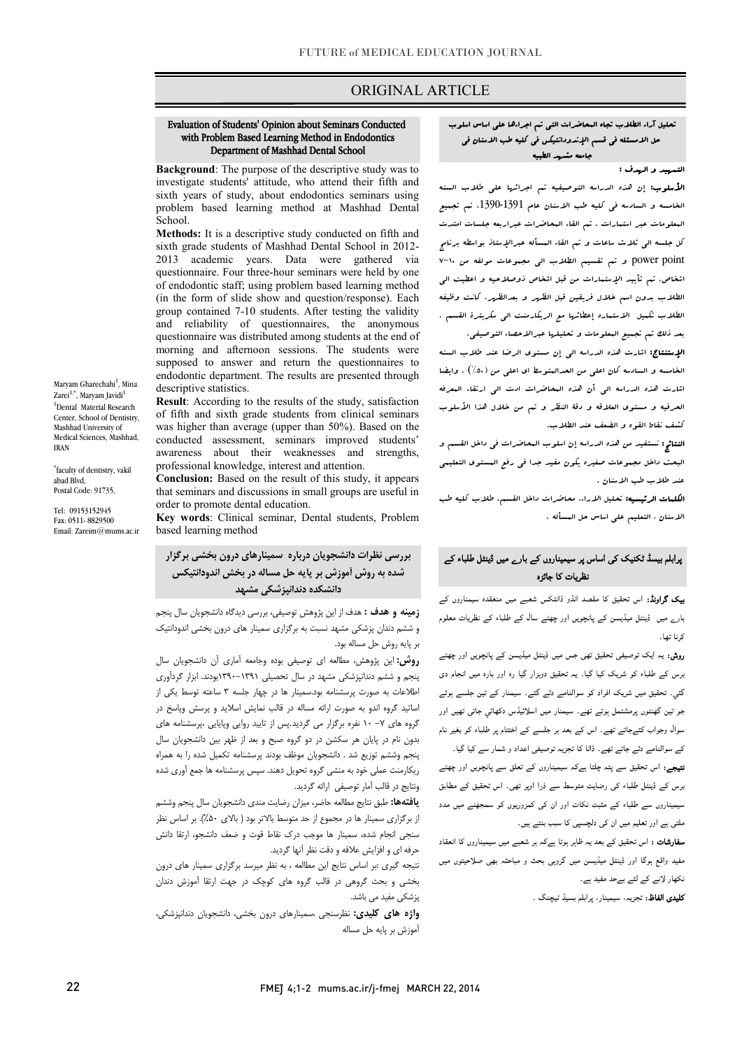# ORIGINAL ARTICLE

## Evaluation of Students' Opinion about Seminars Conducted with Problem Based Learning Method in Endodontics Department of Mashhad Dental School

**Background**: The purpose of the descriptive study was to investigate students' attitude, who attend their fifth and sixth years of study, about endodontics seminars using problem based learning method at Mashhad Dental School.

**Methods:** It is a descriptive study conducted on fifth and sixth grade students of Mashhad Dental School in 2012-2013 academic years. Data were gathered via questionnaire. Four three-hour seminars were held by one of endodontic staff; using problem based learning method (in the form of slide show and question/response). Each group contained 7-10 students. After testing the validity and reliability of questionnaires, the anonymous questionnaire was distributed among students at the end of morning and afternoon sessions. The students were supposed to answer and return the questionnaires to endodontic department. The results are presented through descriptive statistics.

**Result**: According to the results of the study, satisfaction of fifth and sixth grade students from clinical seminars was higher than average (upper than 50%). Based on the conducted assessment, seminars improved students' awareness about their weaknesses and strengths, professional knowledge, interest and attention.

**Conclusion:** Based on the result of this study, it appears that seminars and discussions in small groups are useful in order to promote dental education.

**Key words**: Clinical seminar, Dental students, Problem based learning method

Maryam Gharechahi[1], Mina Zarei[1,*], Maryam Javidi[1]

[1]Dental Material Research Center, School of Dentistry, Mashhad University of Medical Sciences, Mashhad, IRAN

[*]faculty of dentistry, vakil abad Blvd, Postal Code: 91735,

Tel: 09153152945
Fax: 0511- 8829500
Email: Zareim@mums.ac.ir

## تحلیل آراء الطلاب تجاه المحاضرات التی تم اجراءها علی اساس اسلوب حل المسئله فی قسم الإندودانتیکس فی کلیه طب الاسنان فی جامعه مشهد الطبیه

**التمهید و الهدف :**

**الأسلوب:** إن هذه الدراسه التوصیفیه تم اجراءها علی طلاب السنه الخامسه و السادسه فی کلیه طب الاسنان عام 1391-1390. تم تجمیع المعلومات عبر استمارات . تم القاء المحاضرات عبرأربعه جلسات امتدت کل جلسه الی ثلاث ساعات و تم القاء المسأله عبرالإستاذ بواسطه برنامج power point و تم تقسیم الطلاب الی مجموعات مولفه من ۱۰-۷ اشخاص. تم تأیید الإستمارات من قبل اشخاص ذوصلاحیه و اعطیت الی الطلاب بدون اسم خلال فریقین قبل الظهر و بعدالظهر. کانت وظیفه الطلاب تکمیل الاستماره إعطائها مع الریکارمنت الی سکرتیرة القسم . بعد ذلک تم تجمیع المعلومات و تحلیلها عبرالاحصاء التوصیفی.

**الإستنتاج:** اشارت هذه الدراسه الی إن مستوی الرضا عند طلاب السنه الخامسه و السادسه کان اعلی من الحدالمتوسط ای اعلی من (۵۰٪) . وایضا اشارت هذه الدراسه الی أن هذه المحاضرات ادت الی ارتقاء المعرفه الحرفیه و مستوی العلاقه و دقة النظر و تم من خلال هذا الأسلوب کشف نقاط القوه و الضعف عند الطلاب.

**النتائج:** نستفید من هذه الدراسه إن اسلوب المحاضرات فی داخل القسم و البحث داخل مجموعات صغیره یکون مفید جدا فی رفع المستوی التعلیمی عند طلاب طب الاسنان .

**الکلمات الرئیسیه:** تحلیل الاراء، محاضرات داخل القسم، طلاب کلیه طب الاسنان ، التعلیم علی اساس حل المسأله .

## بررسی نظرات دانشجویان درباره سمینارهای درون بخشی برگزار شده به روش آموزش بر پایه حل مساله در بخش اندودانتیکس دانشکده دندانپزشکی مشهد

**زمینه و هدف :** هدف از این پژوهش توصیفی، بررسی دیدگاه دانشجویان سال پنجم و ششم دندان پزشکی مشهد نسبت به برگزاری سمینار های درون بخشی اندودانتیک بر پایه روش حل مساله بود.

**روش:** این پژوهش، مطالعه ای توصیفی بوده وجامعه آماری آن دانشجویان سال پنجم و ششم دندانپزشکی مشهد در سال تحصیلی ۱۳۹۱-۱۳۹۰بودند. ابزار گردآوری اطلاعات به صورت پرسشنامه بود.سمینار ها در چهار جلسه ۳ ساعته توسط یکی از اساتید گروه اندو به صورت ارائه مساله در قالب نمایش اسلاید و پرسش وپاسخ در گروه های ۷- ۱۰ نفره برگزار می گردید.پس از تایید روایی وپایایی ،پرسشنامه های بدون نام در پایان هر سکشن در دو گروه صبح و بعد از ظهر بین دانشجویان سال پنجم وششم توزیع شد . دانشجویان موظف بودند پرسشنامه تکمیل شده را به همراه ریکارمنت عملی خود به منشی گروه تحویل دهند. سپس پرسشنامه ها جمع آوری شده ونتایج در قالب آمار توصیفی ارائه گردید.

**یافته‌ها:** طبق نتایج مطالعه حاضر، میزان رضایت مندی دانشجویان سال پنجم وششم از برگزاری سمینار ها در مجموع از حد متوسط بالاتر بود ( بالای ۵۰٪). بر اساس نظر سنجی انجام شده، سمینار ها موجب درک نقاط قوت و ضعف دانشجو، ارتقا دانش حرفه ای و افزایش علاقه و دقت نظر آنها گردید.

نتیجه گیری :بر اساس نتایج این مطالعه ، به نظر میرسد برگزاری سمینار های درون بخشی و بحث گروهی در قالب گروه های کوچک در جهت ارتقا آموزش دندان پزشکی مفید می باشد.

**واژه های کلیدی:** نظرسنجی ،سمینارهای درون بخشی، دانشجویان دندانپزشکی، آموزش بر پایه حل مساله

## پرابلم بیسڈ ٹکنیک کی اساس پر سیمیناروں کے بارے میں ڈینٹل طلباء کے نظریات کا جائزہ

**بیک گراونڈ:** اس تحقیق کا مقصد انڈو ڈانٹکس شعبے میں منعقدہ سیمیناروں کے بارے میں ڈینٹل میڈیسن کے پانچویں اور چھٹے سال کے طلباء کے نظریات معلوم کرنا تھا۔

**روش:** یہ ایک توصیفی تحقیق تھی جس میں ڈینٹل میڈیسن کے پانچویں اور چھٹے برس کے طلباء کو شریک کیا گیا۔ یہ تحقیق دوہزار گیا رہ اور بارہ میں انجام دی گئی۔ تحقیق میں شریک افراد کو سوالنامے دئے گئے۔ سیمنار کے تین جلسے ہوئے جو تین گھنٹوں پرمشتمل ہوتے تھے۔ سیمنار میں اسلائڈس دکھائي جاتی تھیں اور سوال وجواب کئےجاتے تھے۔ اس کے بعد ہر جلسے کے اختتام پر طلباء کو بغیر نام کے سوالنامے دئے جاتے تھے۔ ڈاٹا کا تجزیہ توصیفی اعداد و شمار سے کیا گیا۔

**نتیجے:** اس تحقیق سے پتہ چلتا ہےکہ سیمیناروں کے تعلق سے پانچویں اور چھٹے برس کے ڈینٹل طلباء کی رضایت متوسط سے ذرا اوپر تھی۔ اس تحقیق کے مطابق سیمیناروں سے طلباء کے مثبت نکات اور ان کی کمزوریوں کو سمجھنے میں مدد ملتی ہے اور تعلیم میں ان کی دلچسپی کا سبب بنتے ہیں۔

**سفارشات :** اس تحقیق کے بعد یہ ظاہر ہوتا ہےکہ ہر شعبے میں سیمیناروں کا انعقاد مفید واقع ہوگا اور ڈینٹل میڈیسن میں گروہی بحث و مباحثہ بھی صلاحیتوں میں نکھار لانے کے لئے بےحد مفید ہے۔

**کلیدی الفاظ:** تجزیہ، سیمینار، پرابلم بسیڈ ٹیچنگ ۔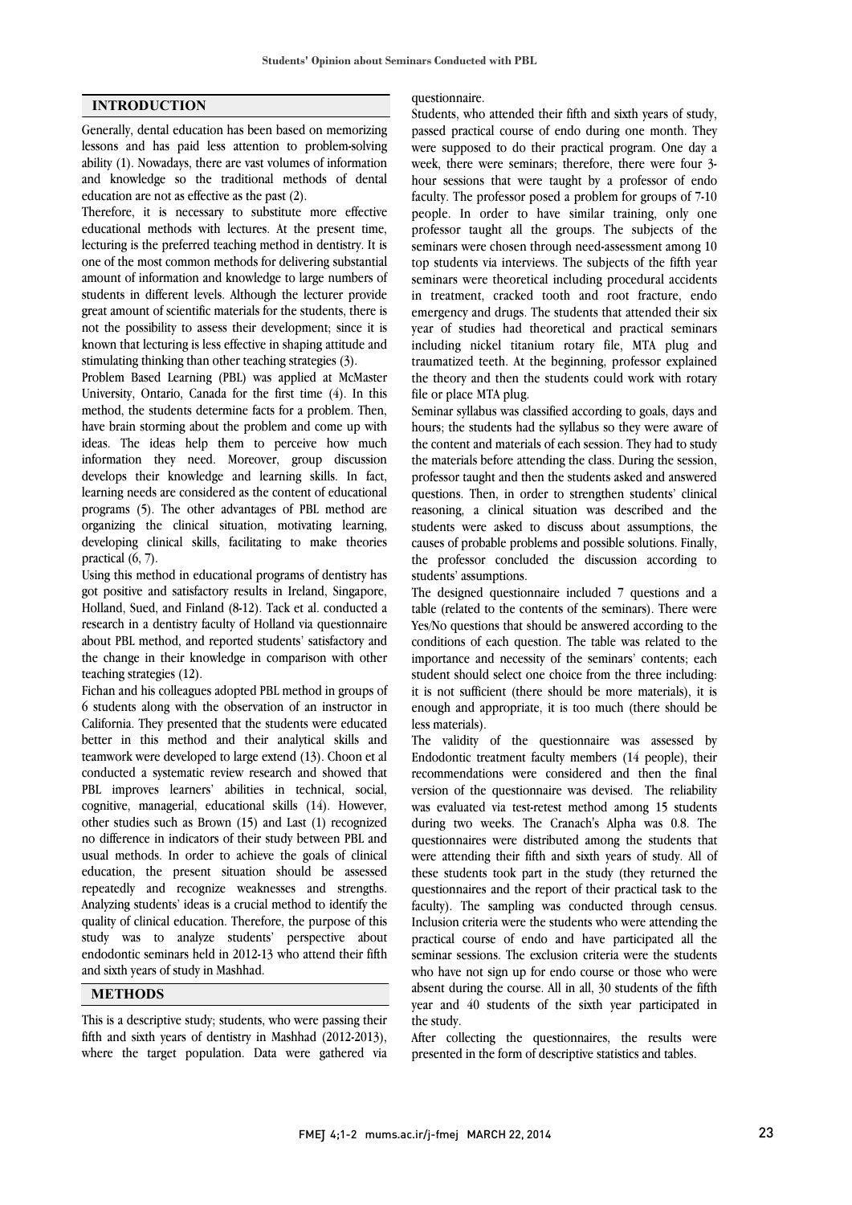## INTRODUCTION

Generally, dental education has been based on memorizing lessons and has paid less attention to problem-solving ability (1). Nowadays, there are vast volumes of information and knowledge so the traditional methods of dental education are not as effective as the past (2).

Therefore, it is necessary to substitute more effective educational methods with lectures. At the present time, lecturing is the preferred teaching method in dentistry. It is one of the most common methods for delivering substantial amount of information and knowledge to large numbers of students in different levels. Although the lecturer provide great amount of scientific materials for the students, there is not the possibility to assess their development; since it is known that lecturing is less effective in shaping attitude and stimulating thinking than other teaching strategies (3).

Problem Based Learning (PBL) was applied at McMaster University, Ontario, Canada for the first time (4). In this method, the students determine facts for a problem. Then, have brain storming about the problem and come up with ideas. The ideas help them to perceive how much information they need. Moreover, group discussion develops their knowledge and learning skills. In fact, learning needs are considered as the content of educational programs (5). The other advantages of PBL method are organizing the clinical situation, motivating learning, developing clinical skills, facilitating to make theories practical (6, 7).

Using this method in educational programs of dentistry has got positive and satisfactory results in Ireland, Singapore, Holland, Sued, and Finland (8-12). Tack et al. conducted a research in a dentistry faculty of Holland via questionnaire about PBL method, and reported students' satisfactory and the change in their knowledge in comparison with other teaching strategies (12).

Fichan and his colleagues adopted PBL method in groups of 6 students along with the observation of an instructor in California. They presented that the students were educated better in this method and their analytical skills and teamwork were developed to large extend (13). Choon et al conducted a systematic review research and showed that PBL improves learners' abilities in technical, social, cognitive, managerial, educational skills (14). However, other studies such as Brown (15) and Last (1) recognized no difference in indicators of their study between PBL and usual methods. In order to achieve the goals of clinical education, the present situation should be assessed repeatedly and recognize weaknesses and strengths. Analyzing students' ideas is a crucial method to identify the quality of clinical education. Therefore, the purpose of this study was to analyze students' perspective about endodontic seminars held in 2012-13 who attend their fifth and sixth years of study in Mashhad.

## METHODS

This is a descriptive study; students, who were passing their fifth and sixth years of dentistry in Mashhad (2012-2013), where the target population. Data were gathered via questionnaire.

Students, who attended their fifth and sixth years of study, passed practical course of endo during one month. They were supposed to do their practical program. One day a week, there were seminars; therefore, there were four 3-hour sessions that were taught by a professor of endo faculty. The professor posed a problem for groups of 7-10 people. In order to have similar training, only one professor taught all the groups. The subjects of the seminars were chosen through need-assessment among 10 top students via interviews. The subjects of the fifth year seminars were theoretical including procedural accidents in treatment, cracked tooth and root fracture, endo emergency and drugs. The students that attended their six year of studies had theoretical and practical seminars including nickel titanium rotary file, MTA plug and traumatized teeth. At the beginning, professor explained the theory and then the students could work with rotary file or place MTA plug.

Seminar syllabus was classified according to goals, days and hours; the students had the syllabus so they were aware of the content and materials of each session. They had to study the materials before attending the class. During the session, professor taught and then the students asked and answered questions. Then, in order to strengthen students' clinical reasoning, a clinical situation was described and the students were asked to discuss about assumptions, the causes of probable problems and possible solutions. Finally, the professor concluded the discussion according to students' assumptions.

The designed questionnaire included 7 questions and a table (related to the contents of the seminars). There were Yes/No questions that should be answered according to the conditions of each question. The table was related to the importance and necessity of the seminars' contents; each student should select one choice from the three including: it is not sufficient (there should be more materials), it is enough and appropriate, it is too much (there should be less materials).

The validity of the questionnaire was assessed by Endodontic treatment faculty members (14 people), their recommendations were considered and then the final version of the questionnaire was devised. The reliability was evaluated via test-retest method among 15 students during two weeks. The Cranach's Alpha was 0.8. The questionnaires were distributed among the students that were attending their fifth and sixth years of study. All of these students took part in the study (they returned the questionnaires and the report of their practical task to the faculty). The sampling was conducted through census. Inclusion criteria were the students who were attending the practical course of endo and have participated all the seminar sessions. The exclusion criteria were the students who have not sign up for endo course or those who were absent during the course. All in all, 30 students of the fifth year and 40 students of the sixth year participated in the study.

After collecting the questionnaires, the results were presented in the form of descriptive statistics and tables.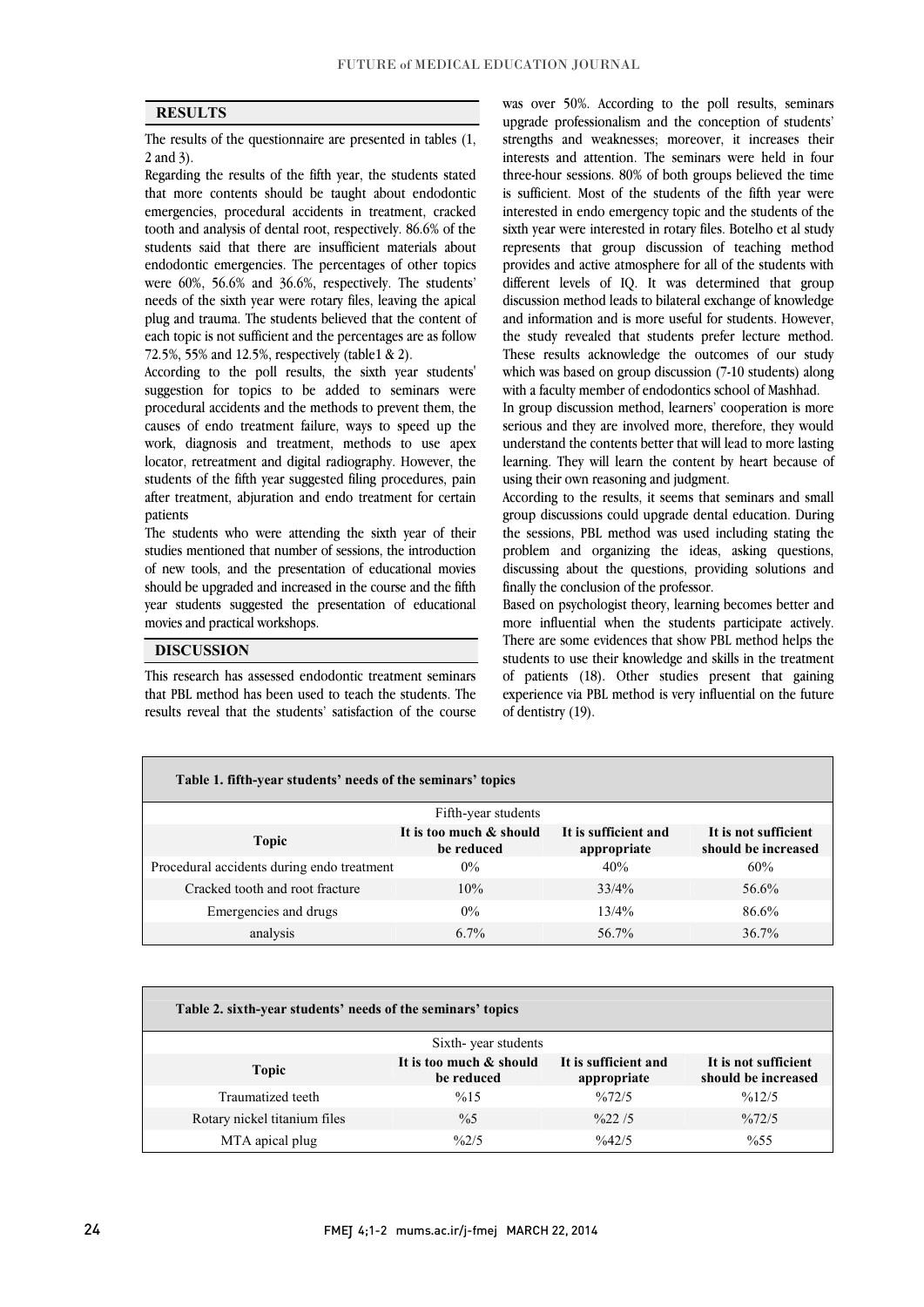## RESULTS

The results of the questionnaire are presented in tables (1, 2 and 3).

Regarding the results of the fifth year, the students stated that more contents should be taught about endodontic emergencies, procedural accidents in treatment, cracked tooth and analysis of dental root, respectively. 86.6% of the students said that there are insufficient materials about endodontic emergencies. The percentages of other topics were 60%, 56.6% and 36.6%, respectively. The students' needs of the sixth year were rotary files, leaving the apical plug and trauma. The students believed that the content of each topic is not sufficient and the percentages are as follow 72.5%, 55% and 12.5%, respectively (table1 & 2).

According to the poll results, the sixth year students' suggestion for topics to be added to seminars were procedural accidents and the methods to prevent them, the causes of endo treatment failure, ways to speed up the work, diagnosis and treatment, methods to use apex locator, retreatment and digital radiography. However, the students of the fifth year suggested filing procedures, pain after treatment, abjuration and endo treatment for certain patients

The students who were attending the sixth year of their studies mentioned that number of sessions, the introduction of new tools, and the presentation of educational movies should be upgraded and increased in the course and the fifth year students suggested the presentation of educational movies and practical workshops.

## DISCUSSION

This research has assessed endodontic treatment seminars that PBL method has been used to teach the students. The results reveal that the students' satisfaction of the course was over 50%. According to the poll results, seminars upgrade professionalism and the conception of students' strengths and weaknesses; moreover, it increases their interests and attention. The seminars were held in four three-hour sessions. 80% of both groups believed the time is sufficient. Most of the students of the fifth year were interested in endo emergency topic and the students of the sixth year were interested in rotary files. Botelho et al study represents that group discussion of teaching method provides and active atmosphere for all of the students with different levels of IQ. It was determined that group discussion method leads to bilateral exchange of knowledge and information and is more useful for students. However, the study revealed that students prefer lecture method. These results acknowledge the outcomes of our study which was based on group discussion (7-10 students) along with a faculty member of endodontics school of Mashhad.

In group discussion method, learners' cooperation is more serious and they are involved more, therefore, they would understand the contents better that will lead to more lasting learning. They will learn the content by heart because of using their own reasoning and judgment.

According to the results, it seems that seminars and small group discussions could upgrade dental education. During the sessions, PBL method was used including stating the problem and organizing the ideas, asking questions, discussing about the questions, providing solutions and finally the conclusion of the professor.

Based on psychologist theory, learning becomes better and more influential when the students participate actively. There are some evidences that show PBL method helps the students to use their knowledge and skills in the treatment of patients (18). Other studies present that gaining experience via PBL method is very influential on the future of dentistry (19).

**Table 1. fifth-year students' needs of the seminars' topics**

| | Fifth-year students | | |
|---|---|---|---|
| **Topic** | **It is too much & should be reduced** | **It is sufficient and appropriate** | **It is not sufficient should be increased** |
| Procedural accidents during endo treatment | 0% | 40% | 60% |
| Cracked tooth and root fracture | 10% | 33/4% | 56.6% |
| Emergencies and drugs | 0% | 13/4% | 86.6% |
| analysis | 6.7% | 56.7% | 36.7% |

**Table 2. sixth-year students' needs of the seminars' topics**

| | Sixth- year students | | |
|---|---|---|---|
| **Topic** | **It is too much & should be reduced** | **It is sufficient and appropriate** | **It is not sufficient should be increased** |
| Traumatized teeth | %15 | %72/5 | %12/5 |
| Rotary nickel titanium files | %5 | %22 /5 | %72/5 |
| MTA apical plug | %2/5 | %42/5 | %55 |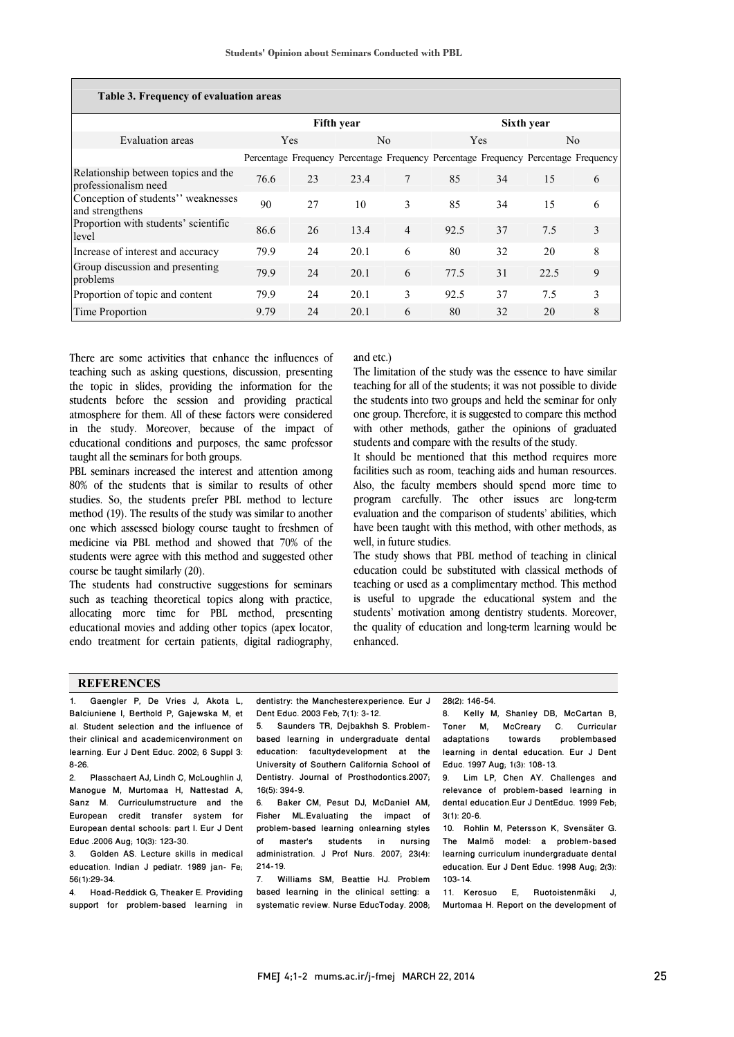**Table 3. Frequency of evaluation areas**

| Evaluation areas | Fifth year | | | | Sixth year | | | |
|---|---|---|---|---|---|---|---|---|
| | Yes | | No | | Yes | | No | |
| | Percentage | Frequency | Percentage | Frequency | Percentage | Frequency | Percentage | Frequency |
| Relationship between topics and the professionalism need | 76.6 | 23 | 23.4 | 7 | 85 | 34 | 15 | 6 |
| Conception of students'' weaknesses and strengthens | 90 | 27 | 10 | 3 | 85 | 34 | 15 | 6 |
| Proportion with students' scientific level | 86.6 | 26 | 13.4 | 4 | 92.5 | 37 | 7.5 | 3 |
| Increase of interest and accuracy | 79.9 | 24 | 20.1 | 6 | 80 | 32 | 20 | 8 |
| Group discussion and presenting problems | 79.9 | 24 | 20.1 | 6 | 77.5 | 31 | 22.5 | 9 |
| Proportion of topic and content | 79.9 | 24 | 20.1 | 3 | 92.5 | 37 | 7.5 | 3 |
| Time Proportion | 9.79 | 24 | 20.1 | 6 | 80 | 32 | 20 | 8 |

There are some activities that enhance the influences of teaching such as asking questions, discussion, presenting the topic in slides, providing the information for the students before the session and providing practical atmosphere for them. All of these factors were considered in the study. Moreover, because of the impact of educational conditions and purposes, the same professor taught all the seminars for both groups.

PBL seminars increased the interest and attention among 80% of the students that is similar to results of other studies. So, the students prefer PBL method to lecture method (19). The results of the study was similar to another one which assessed biology course taught to freshmen of medicine via PBL method and showed that 70% of the students were agree with this method and suggested other course be taught similarly (20).

The students had constructive suggestions for seminars such as teaching theoretical topics along with practice, allocating more time for PBL method, presenting educational movies and adding other topics (apex locator, endo treatment for certain patients, digital radiography, and etc.)

The limitation of the study was the essence to have similar teaching for all of the students; it was not possible to divide the students into two groups and held the seminar for only one group. Therefore, it is suggested to compare this method with other methods, gather the opinions of graduated students and compare with the results of the study.

It should be mentioned that this method requires more facilities such as room, teaching aids and human resources. Also, the faculty members should spend more time to program carefully. The other issues are long-term evaluation and the comparison of students' abilities, which have been taught with this method, with other methods, as well, in future studies.

The study shows that PBL method of teaching in clinical education could be substituted with classical methods of teaching or used as a complimentary method. This method is useful to upgrade the educational system and the students' motivation among dentistry students. Moreover, the quality of education and long-term learning would be enhanced.

## REFERENCES

1. Gaengler P, De Vries J, Akota L, Balciuniene I, Berthold P, Gajewska M, et al. Student selection and the influence of their clinical and academicenvironment on learning. Eur J Dent Educ. 2002; 6 Suppl 3: 8-26.
2. Plasschaert AJ, Lindh C, McLoughlin J, Manogue M, Murtomaa H, Nattestad A, Sanz M. Curriculumstructure and the European credit transfer system for European dental schools: part I. Eur J Dent Educ .2006 Aug; 10(3): 123-30.
3. Golden AS. Lecture skills in medical education. Indian J pediatr. 1989 jan- Fe; 56(1):29-34.
4. Hoad-Reddick G, Theaker E. Providing support for problem-based learning in dentistry: the Manchesterexperience. Eur J Dent Educ. 2003 Feb; 7(1): 3-12.
5. Saunders TR, Dejbakhsh S. Problem-based learning in undergraduate dental education: facultydevelopment at the University of Southern California School of Dentistry. Journal of Prosthodontics.2007; 16(5): 394-9.
6. Baker CM, Pesut DJ, McDaniel AM, Fisher ML.Evaluating the impact of problem-based learning onlearning styles of master's students in nursing administration. J Prof Nurs. 2007; 23(4): 214-19.
7. Williams SM, Beattie HJ. Problem based learning in the clinical setting: a systematic review. Nurse EducToday. 2008; 28(2): 146-54.
8. Kelly M, Shanley DB, McCartan B, Toner M, McCreary C. Curricular adaptations towards problembased learning in dental education. Eur J Dent Educ. 1997 Aug; 1(3): 108-13.
9. Lim LP, Chen AY. Challenges and relevance of problem-based learning in dental education.Eur J DentEduc. 1999 Feb; 3(1): 20-6.
10. Rohlin M, Petersson K, Svensäter G. The Malmö model: a problem-based learning curriculum inundergraduate dental education. Eur J Dent Educ. 1998 Aug; 2(3): 103-14.
11. Kerosuo E, Ruotoistenmäki J, Murtomaa H. Report on the development of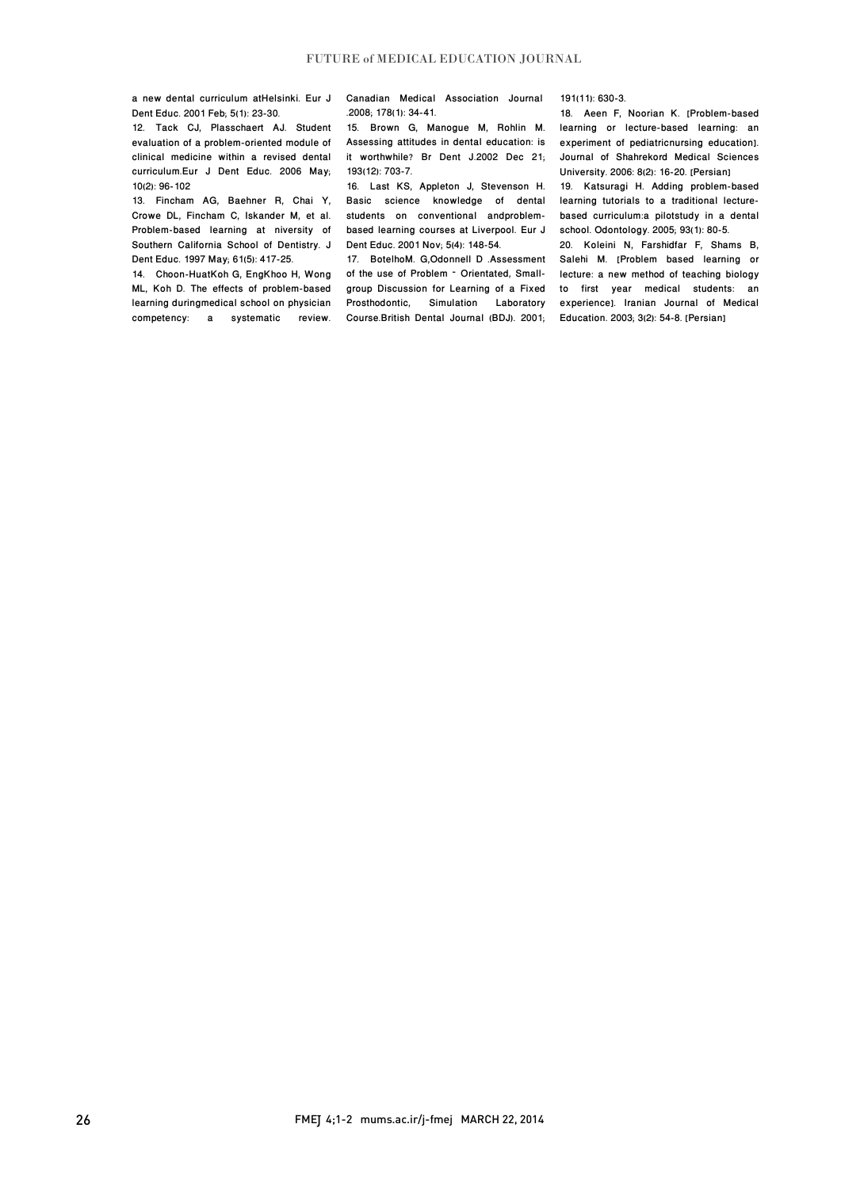a new dental curriculum atHelsinki. Eur J Dent Educ. 2001 Feb; 5(1): 23-30.

12. Tack CJ, Plasschaert AJ. Student evaluation of a problem-oriented module of clinical medicine within a revised dental curriculum.Eur J Dent Educ. 2006 May; 10(2): 96-102

13. Fincham AG, Baehner R, Chai Y, Crowe DL, Fincham C, Iskander M, et al. Problem-based learning at niversity of Southern California School of Dentistry. J Dent Educ. 1997 May; 61(5): 417-25.

14. Choon-HuatKoh G, EngKhoo H, Wong ML, Koh D. The effects of problem-based learning duringmedical school on physician competency: a systematic review. Canadian Medical Association Journal .2008; 178(1): 34-41.

15. Brown G, Manogue M, Rohlin M. Assessing attitudes in dental education: is it worthwhile? Br Dent J.2002 Dec 21; 193(12): 703-7.

16. Last KS, Appleton J, Stevenson H. Basic science knowledge of dental students on conventional andproblem-based learning courses at Liverpool. Eur J Dent Educ. 2001 Nov; 5(4): 148-54.

17. BotelhoM. G,Odonnell D .Assessment of the use of Problem - Orientated, Small-group Discussion for Learning of a Fixed Prosthodontic, Simulation Laboratory Course.British Dental Journal (BDJ). 2001; 191(11): 630-3.

18. Aeen F, Noorian K. [Problem-based learning or lecture-based learning: an experiment of pediatricnursing education]. Journal of Shahrekord Medical Sciences University. 2006: 8(2): 16-20. [Persian]

19. Katsuragi H. Adding problem-based learning tutorials to a traditional lecture-based curriculum:a pilotstudy in a dental school. Odontology. 2005; 93(1): 80-5.

20. Koleini N, Farshidfar F, Shams B, Salehi M. [Problem based learning or lecture: a new method of teaching biology to first year medical students: an experience]. Iranian Journal of Medical Education. 2003; 3(2): 54-8. [Persian]